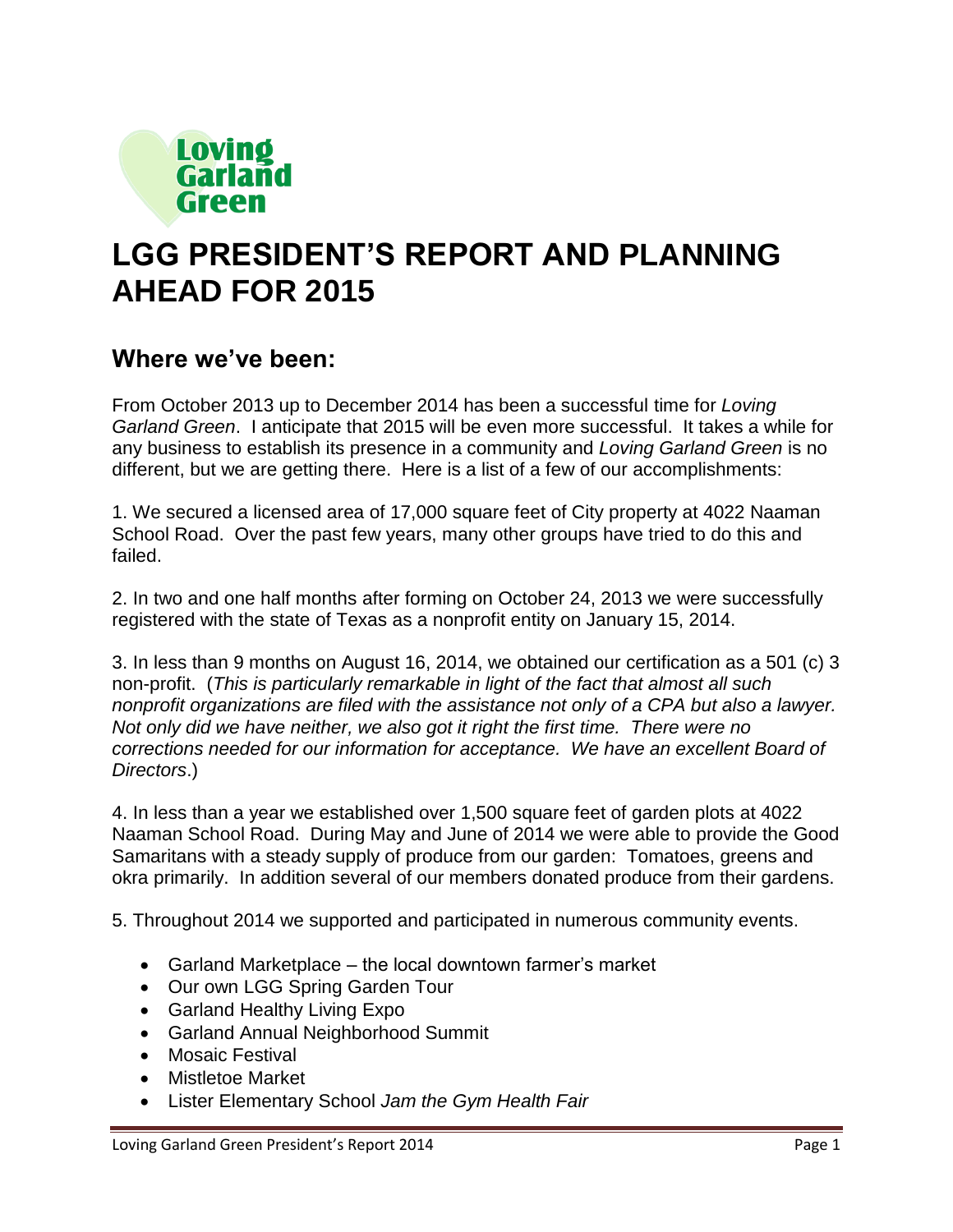Loving Garland Green

# LGG PRESIDENT'S REPORT AND PLANNING AHEAD FOR 2015

## Where we've been:

From October 2013 up to December 2014 has been a successful time for *Loving Garland Green*. I anticipate that 2015 will be even more successful. It takes a while for any business to establish its presence in a community and *Loving Garland Green* is no different, but we are getting there. Here is a list of a few of our accomplishments:

1. We secured a licensed area of 17,000 square feet of City property at 4022 Naaman School Road. Over the past few years, many other groups have tried to do this and failed.

2. In two and one half months after forming on October 24, 2013 we were successfully registered with the state of Texas as a nonprofit entity on January 15, 2014.

3. In less than 9 months on August 16, 2014, we obtained our certification as a 501 (c) 3 non-profit. (*This is particularly remarkable in light of the fact that almost all such nonprofit organizations are filed with the assistance not only of a CPA but also a lawyer. Not only did we have neither, we also got it right the first time. There were no corrections needed for our information for acceptance. We have an excellent Board of Directors*.)

4. In less than a year we established over 1,500 square feet of garden plots at 4022 Naaman School Road. During May and June of 2014 we were able to provide the Good Samaritans with a steady supply of produce from our garden: Tomatoes, greens and okra primarily. In addition several of our members donated produce from their gardens.

5. Throughout 2014 we supported and participated in numerous community events.

- Garland Marketplace – the local downtown farmer's market
- Our own LGG Spring Garden Tour
- Garland Healthy Living Expo
- Garland Annual Neighborhood Summit
- Mosaic Festival
- Mistletoe Market
- Lister Elementary School *Jam the Gym Health Fair*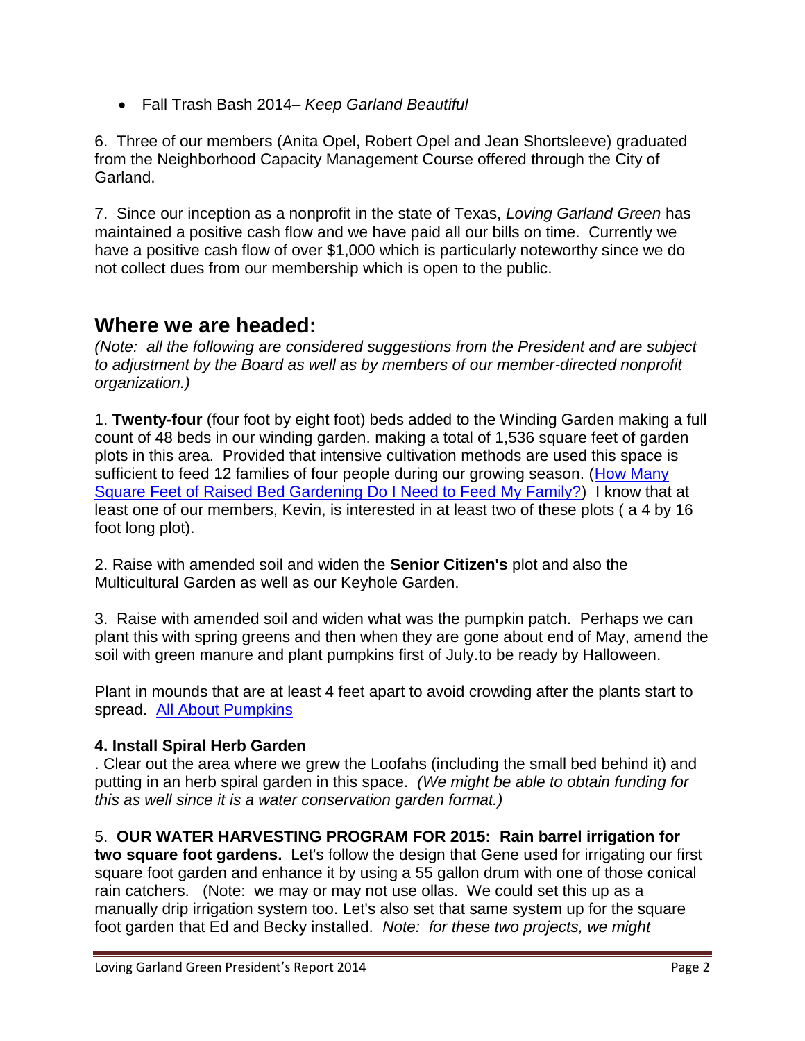- Fall Trash Bash 2014– *Keep Garland Beautiful*

6. Three of our members (Anita Opel, Robert Opel and Jean Shortsleeve) graduated from the Neighborhood Capacity Management Course offered through the City of Garland.

7. Since our inception as a nonprofit in the state of Texas, *Loving Garland Green* has maintained a positive cash flow and we have paid all our bills on time. Currently we have a positive cash flow of over $1,000 which is particularly noteworthy since we do not collect dues from our membership which is open to the public.

## Where we are headed:

*(Note: all the following are considered suggestions from the President and are subject to adjustment by the Board as well as by members of our member-directed nonprofit organization.)*

1. **Twenty-four** (four foot by eight foot) beds added to the Winding Garden making a full count of 48 beds in our winding garden. making a total of 1,536 square feet of garden plots in this area. Provided that intensive cultivation methods are used this space is sufficient to feed 12 families of four people during our growing season. (How Many Square Feet of Raised Bed Gardening Do I Need to Feed My Family?) I know that at least one of our members, Kevin, is interested in at least two of these plots ( a 4 by 16 foot long plot).

2. Raise with amended soil and widen the **Senior Citizen's** plot and also the Multicultural Garden as well as our Keyhole Garden.

3. Raise with amended soil and widen what was the pumpkin patch. Perhaps we can plant this with spring greens and then when they are gone about end of May, amend the soil with green manure and plant pumpkins first of July.to be ready by Halloween.

Plant in mounds that are at least 4 feet apart to avoid crowding after the plants start to spread. All About Pumpkins

**4. Install Spiral Herb Garden**

. Clear out the area where we grew the Loofahs (including the small bed behind it) and putting in an herb spiral garden in this space. *(We might be able to obtain funding for this as well since it is a water conservation garden format.)*

5. **OUR WATER HARVESTING PROGRAM FOR 2015: Rain barrel irrigation for two square foot gardens.** Let's follow the design that Gene used for irrigating our first square foot garden and enhance it by using a 55 gallon drum with one of those conical rain catchers. (Note: we may or may not use ollas. We could set this up as a manually drip irrigation system too. Let's also set that same system up for the square foot garden that Ed and Becky installed. *Note: for these two projects, we might*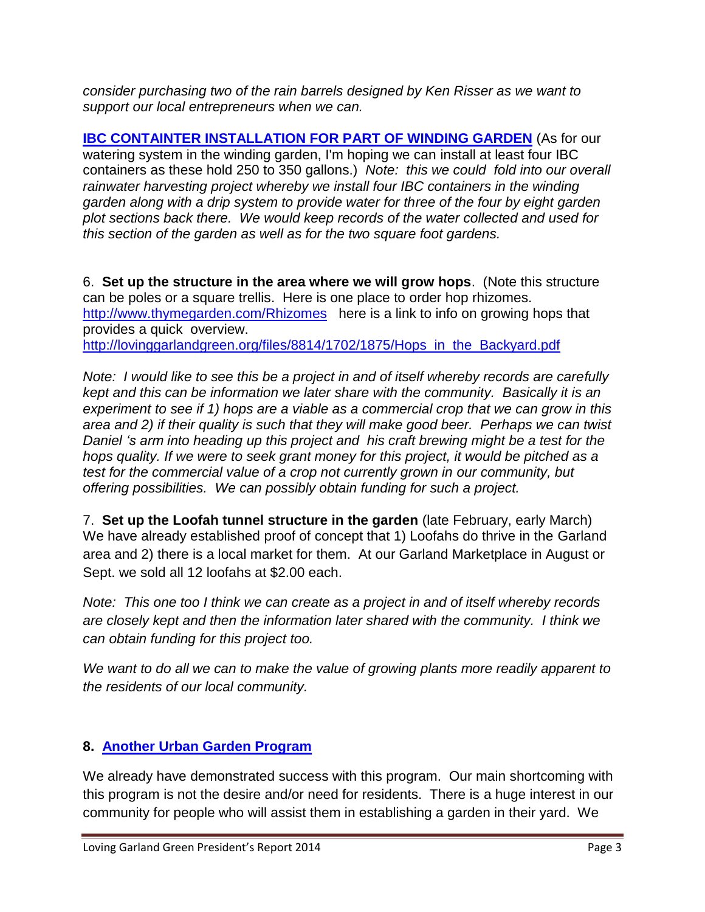*consider purchasing two of the rain barrels designed by Ken Risser as we want to support our local entrepreneurs when we can.*

**[IBC CONTAINTER INSTALLATION FOR PART OF WINDING GARDEN]()** (As for our watering system in the winding garden, I'm hoping we can install at least four IBC containers as these hold 250 to 350 gallons.) *Note: this we could fold into our overall rainwater harvesting project whereby we install four IBC containers in the winding garden along with a drip system to provide water for three of the four by eight garden plot sections back there. We would keep records of the water collected and used for this section of the garden as well as for the two square foot gardens.*

6. **Set up the structure in the area where we will grow hops**. (Note this structure can be poles or a square trellis. Here is one place to order hop rhizomes. http://www.thymegarden.com/Rhizomes here is a link to info on growing hops that provides a quick overview. http://lovinggarlandgreen.org/files/8814/1702/1875/Hops_in_the_Backyard.pdf

*Note: I would like to see this be a project in and of itself whereby records are carefully kept and this can be information we later share with the community. Basically it is an experiment to see if 1) hops are a viable as a commercial crop that we can grow in this area and 2) if their quality is such that they will make good beer. Perhaps we can twist Daniel 's arm into heading up this project and his craft brewing might be a test for the hops quality. If we were to seek grant money for this project, it would be pitched as a test for the commercial value of a crop not currently grown in our community, but offering possibilities. We can possibly obtain funding for such a project.*

7. **Set up the Loofah tunnel structure in the garden** (late February, early March) We have already established proof of concept that 1) Loofahs do thrive in the Garland area and 2) there is a local market for them. At our Garland Marketplace in August or Sept. we sold all 12 loofahs at $2.00 each.

*Note: This one too I think we can create as a project in and of itself whereby records are closely kept and then the information later shared with the community. I think we can obtain funding for this project too.*

*We want to do all we can to make the value of growing plants more readily apparent to the residents of our local community.*

**8. [Another Urban Garden Program]()**

We already have demonstrated success with this program. Our main shortcoming with this program is not the desire and/or need for residents. There is a huge interest in our community for people who will assist them in establishing a garden in their yard. We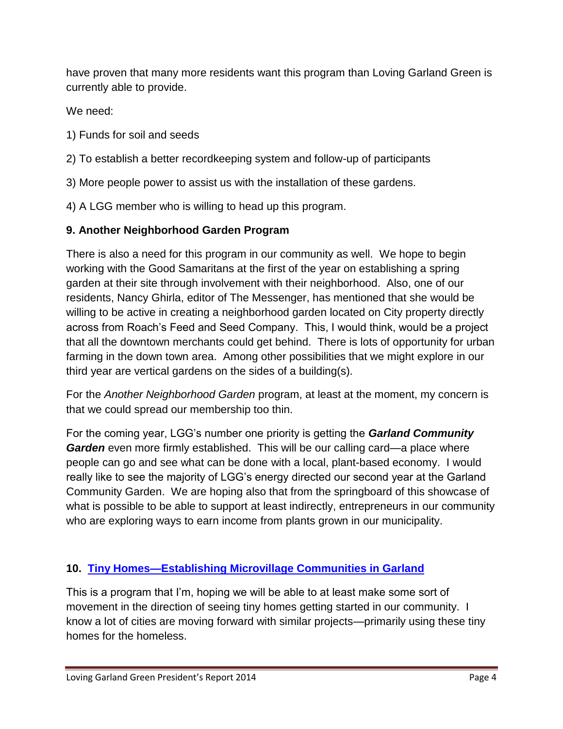have proven that many more residents want this program than Loving Garland Green is currently able to provide.

We need:

1) Funds for soil and seeds

2) To establish a better recordkeeping system and follow-up of participants

3) More people power to assist us with the installation of these gardens.

4) A LGG member who is willing to head up this program.

### 9. Another Neighborhood Garden Program

There is also a need for this program in our community as well. We hope to begin working with the Good Samaritans at the first of the year on establishing a spring garden at their site through involvement with their neighborhood. Also, one of our residents, Nancy Ghirla, editor of The Messenger, has mentioned that she would be willing to be active in creating a neighborhood garden located on City property directly across from Roach's Feed and Seed Company. This, I would think, would be a project that all the downtown merchants could get behind. There is lots of opportunity for urban farming in the down town area. Among other possibilities that we might explore in our third year are vertical gardens on the sides of a building(s).

For the *Another Neighborhood Garden* program, at least at the moment, my concern is that we could spread our membership too thin.

For the coming year, LGG's number one priority is getting the ***Garland Community Garden*** even more firmly established. This will be our calling card—a place where people can go and see what can be done with a local, plant-based economy. I would really like to see the majority of LGG's energy directed our second year at the Garland Community Garden. We are hoping also that from the springboard of this showcase of what is possible to be able to support at least indirectly, entrepreneurs in our community who are exploring ways to earn income from plants grown in our municipality.

### 10. Tiny Homes—Establishing Microvillage Communities in Garland

This is a program that I'm, hoping we will be able to at least make some sort of movement in the direction of seeing tiny homes getting started in our community. I know a lot of cities are moving forward with similar projects—primarily using these tiny homes for the homeless.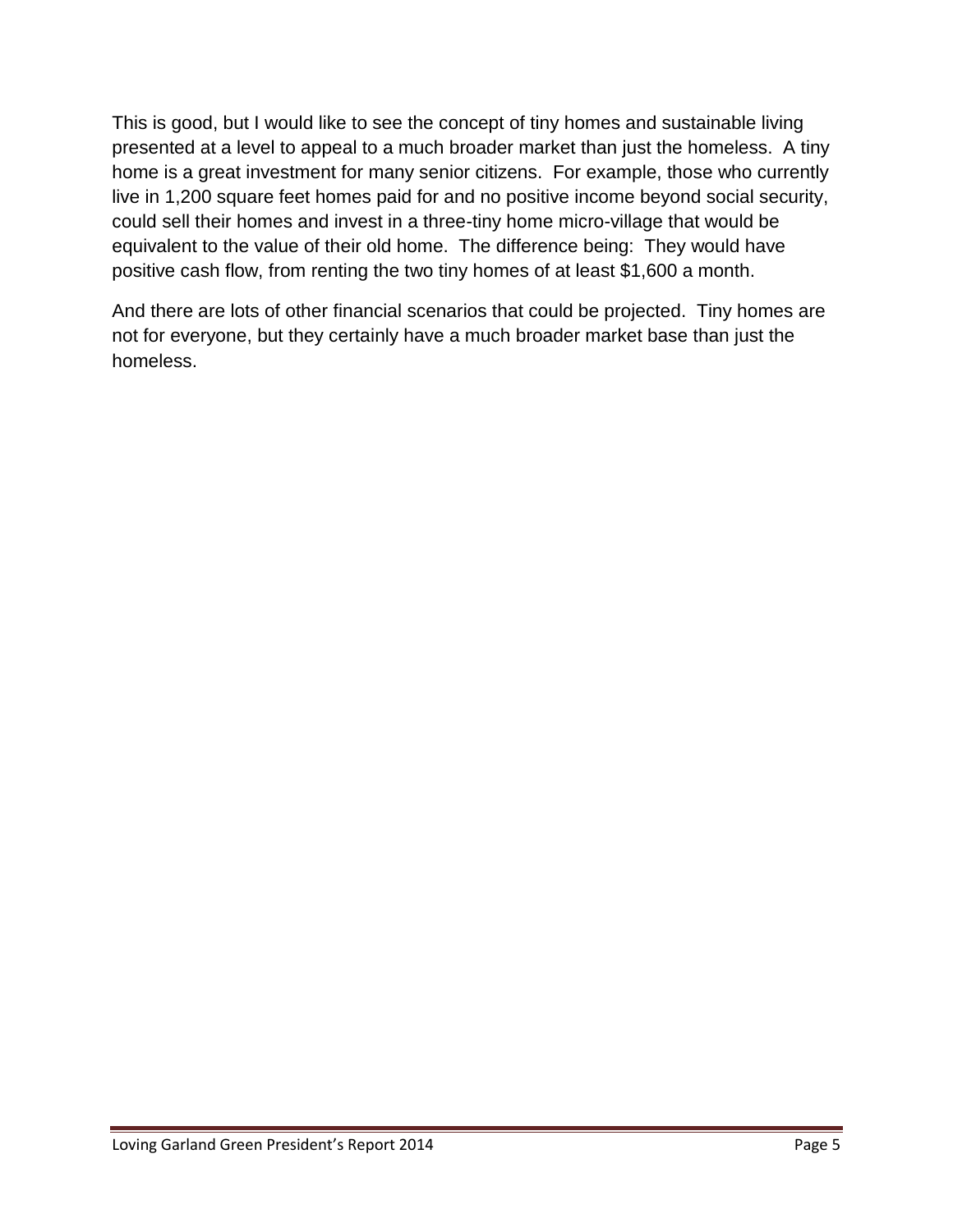This is good, but I would like to see the concept of tiny homes and sustainable living presented at a level to appeal to a much broader market than just the homeless. A tiny home is a great investment for many senior citizens. For example, those who currently live in 1,200 square feet homes paid for and no positive income beyond social security, could sell their homes and invest in a three-tiny home micro-village that would be equivalent to the value of their old home. The difference being: They would have positive cash flow, from renting the two tiny homes of at least $1,600 a month.

And there are lots of other financial scenarios that could be projected. Tiny homes are not for everyone, but they certainly have a much broader market base than just the homeless.